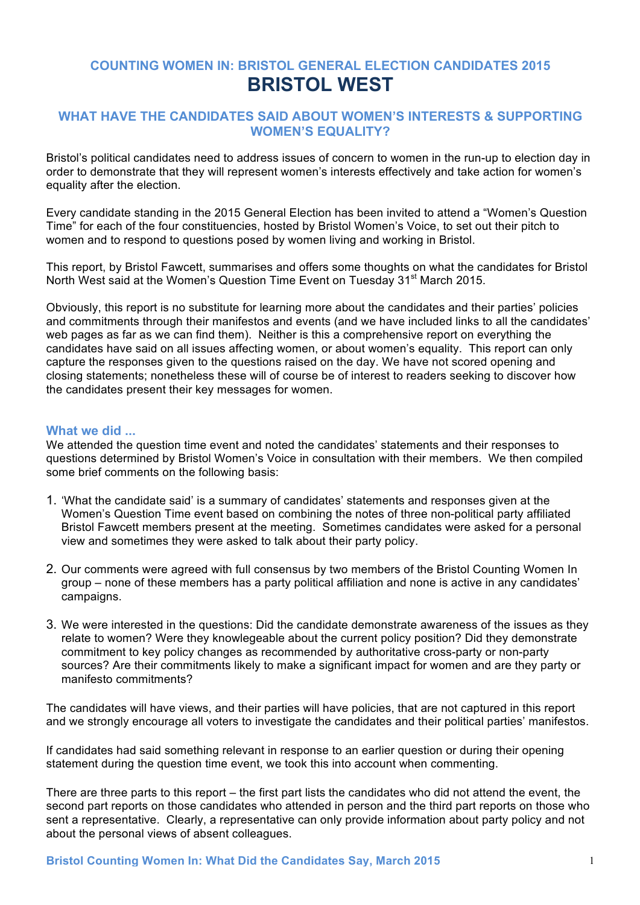## COUNTING WOMEN IN: BRISTOL GENERAL ELECTION CANDIDATES 2015

# BRISTOL WEST

## WHAT HAVE THE CANDIDATES SAID ABOUT WOMEN'S INTERESTS & SUPPORTING WOMEN'S EQUALITY?

Bristol's political candidates need to address issues of concern to women in the run-up to election day in order to demonstrate that they will represent women's interests effectively and take action for women's equality after the election.

Every candidate standing in the 2015 General Election has been invited to attend a "Women's Question Time" for each of the four constituencies, hosted by Bristol Women's Voice, to set out their pitch to women and to respond to questions posed by women living and working in Bristol.

This report, by Bristol Fawcett, summarises and offers some thoughts on what the candidates for Bristol North West said at the Women's Question Time Event on Tuesday 31st March 2015.

Obviously, this report is no substitute for learning more about the candidates and their parties' policies and commitments through their manifestos and events (and we have included links to all the candidates' web pages as far as we can find them). Neither is this a comprehensive report on everything the candidates have said on all issues affecting women, or about women's equality. This report can only capture the responses given to the questions raised on the day. We have not scored opening and closing statements; nonetheless these will of course be of interest to readers seeking to discover how the candidates present their key messages for women.

### What we did ...

We attended the question time event and noted the candidates' statements and their responses to questions determined by Bristol Women's Voice in consultation with their members. We then compiled some brief comments on the following basis:

1. 'What the candidate said' is a summary of candidates' statements and responses given at the Women's Question Time event based on combining the notes of three non-political party affiliated Bristol Fawcett members present at the meeting. Sometimes candidates were asked for a personal view and sometimes they were asked to talk about their party policy.

2. Our comments were agreed with full consensus by two members of the Bristol Counting Women In group – none of these members has a party political affiliation and none is active in any candidates' campaigns.

3. We were interested in the questions: Did the candidate demonstrate awareness of the issues as they relate to women? Were they knowlegeable about the current policy position? Did they demonstrate commitment to key policy changes as recommended by authoritative cross-party or non-party sources? Are their commitments likely to make a significant impact for women and are they party or manifesto commitments?

The candidates will have views, and their parties will have policies, that are not captured in this report and we strongly encourage all voters to investigate the candidates and their political parties' manifestos.

If candidates had said something relevant in response to an earlier question or during their opening statement during the question time event, we took this into account when commenting.

There are three parts to this report – the first part lists the candidates who did not attend the event, the second part reports on those candidates who attended in person and the third part reports on those who sent a representative. Clearly, a representative can only provide information about party policy and not about the personal views of absent colleagues.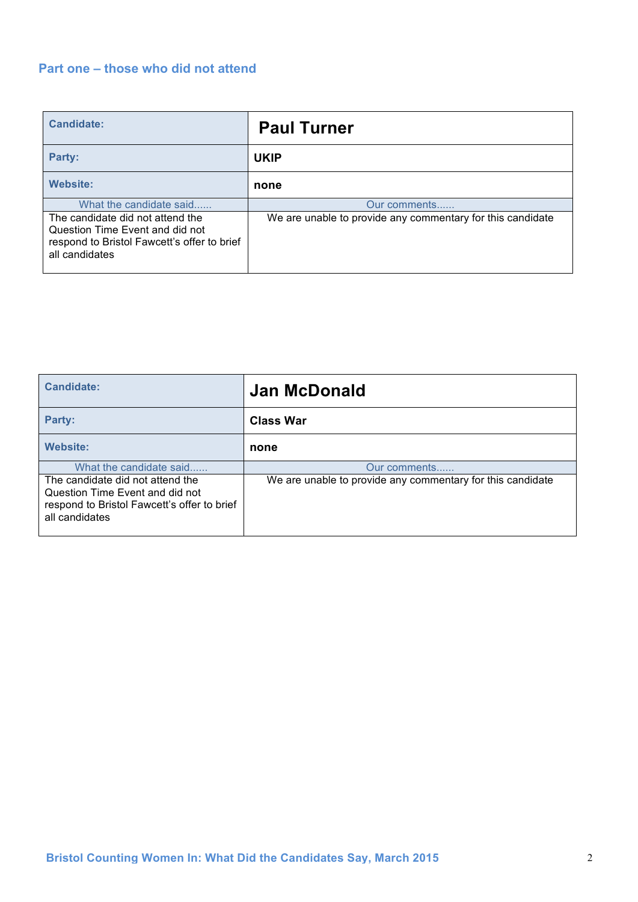## Part one – those who did not attend

| Candidate: | **Paul Turner** |
|---|---|
| **Party:** | **UKIP** |
| **Website:** | **none** |
| What the candidate said...... | Our comments...... |
| The candidate did not attend the Question Time Event and did not respond to Bristol Fawcett's offer to brief all candidates | We are unable to provide any commentary for this candidate |

| Candidate: | **Jan McDonald** |
|---|---|
| **Party:** | **Class War** |
| **Website:** | **none** |
| What the candidate said...... | Our comments...... |
| The candidate did not attend the Question Time Event and did not respond to Bristol Fawcett's offer to brief all candidates | We are unable to provide any commentary for this candidate |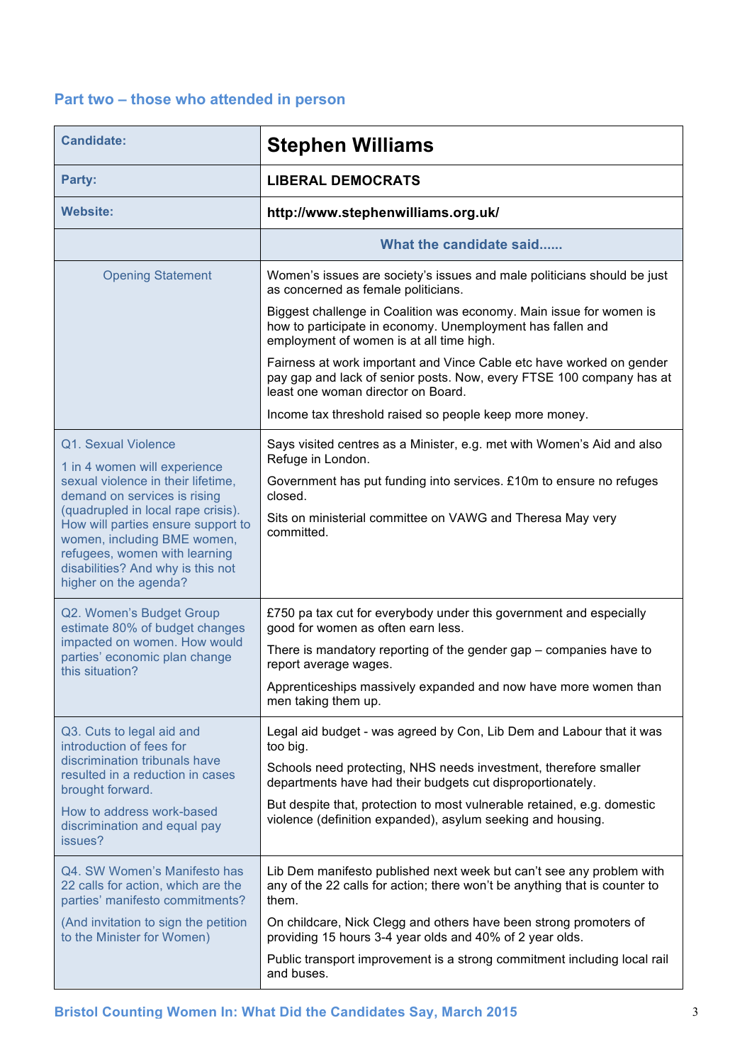## Part two – those who attended in person

| Candidate: | **Stephen Williams** |
| --- | --- |
| **Party:** | **LIBERAL DEMOCRATS** |
| **Website:** | **http://www.stephenwilliams.org.uk/** |
| | **What the candidate said......** |
| Opening Statement | Women's issues are society's issues and male politicians should be just as concerned as female politicians.<br><br>Biggest challenge in Coalition was economy. Main issue for women is how to participate in economy. Unemployment has fallen and employment of women is at all time high.<br><br>Fairness at work important and Vince Cable etc have worked on gender pay gap and lack of senior posts. Now, every FTSE 100 company has at least one woman director on Board.<br><br>Income tax threshold raised so people keep more money. |
| Q1. Sexual Violence<br><br>1 in 4 women will experience sexual violence in their lifetime, demand on services is rising (quadrupled in local rape crisis). How will parties ensure support to women, including BME women, refugees, women with learning disabilities? And why is this not higher on the agenda? | Says visited centres as a Minister, e.g. met with Women's Aid and also Refuge in London.<br><br>Government has put funding into services. £10m to ensure no refuges closed.<br><br>Sits on ministerial committee on VAWG and Theresa May very committed. |
| Q2. Women's Budget Group estimate 80% of budget changes impacted on women. How would parties' economic plan change this situation? | £750 pa tax cut for everybody under this government and especially good for women as often earn less.<br><br>There is mandatory reporting of the gender gap – companies have to report average wages.<br><br>Apprenticeships massively expanded and now have more women than men taking them up. |
| Q3. Cuts to legal aid and introduction of fees for discrimination tribunals have resulted in a reduction in cases brought forward.<br><br>How to address work-based discrimination and equal pay issues? | Legal aid budget - was agreed by Con, Lib Dem and Labour that it was too big.<br><br>Schools need protecting, NHS needs investment, therefore smaller departments have had their budgets cut disproportionately.<br><br>But despite that, protection to most vulnerable retained, e.g. domestic violence (definition expanded), asylum seeking and housing. |
| Q4. SW Women's Manifesto has 22 calls for action, which are the parties' manifesto commitments?<br><br>(And invitation to sign the petition to the Minister for Women) | Lib Dem manifesto published next week but can't see any problem with any of the 22 calls for action; there won't be anything that is counter to them.<br><br>On childcare, Nick Clegg and others have been strong promoters of providing 15 hours 3-4 year olds and 40% of 2 year olds.<br><br>Public transport improvement is a strong commitment including local rail and buses. |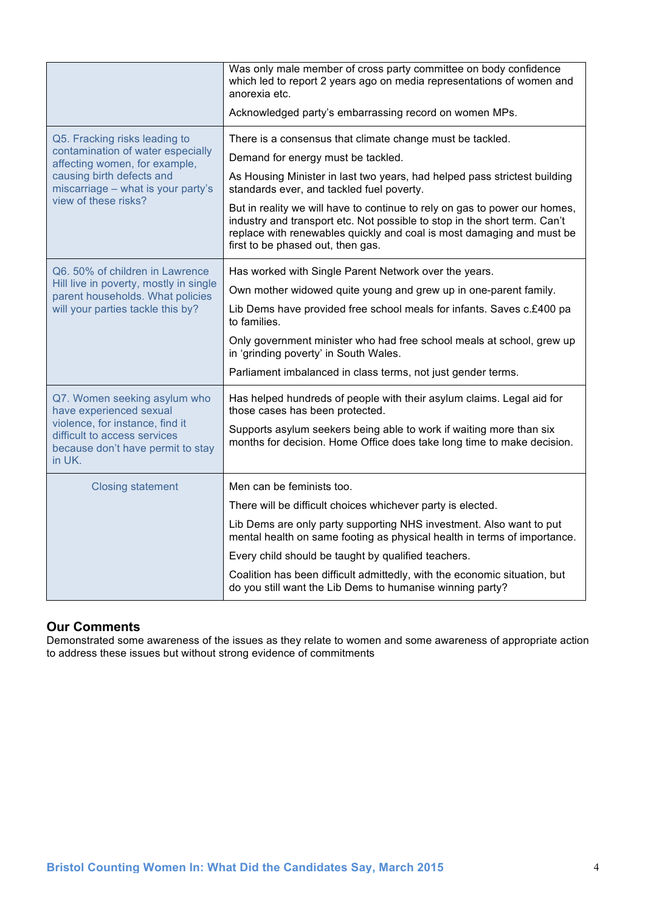| | |
|---|---|
| | Was only male member of cross party committee on body confidence which led to report 2 years ago on media representations of women and anorexia etc.<br><br>Acknowledged party's embarrassing record on women MPs. |
| Q5. Fracking risks leading to contamination of water especially affecting women, for example, causing birth defects and miscarriage – what is your party's view of these risks? | There is a consensus that climate change must be tackled.<br><br>Demand for energy must be tackled.<br><br>As Housing Minister in last two years, had helped pass strictest building standards ever, and tackled fuel poverty.<br><br>But in reality we will have to continue to rely on gas to power our homes, industry and transport etc. Not possible to stop in the short term. Can't replace with renewables quickly and coal is most damaging and must be first to be phased out, then gas. |
| Q6. 50% of children in Lawrence Hill live in poverty, mostly in single parent households. What policies will your parties tackle this by? | Has worked with Single Parent Network over the years.<br><br>Own mother widowed quite young and grew up in one-parent family.<br><br>Lib Dems have provided free school meals for infants. Saves c.£400 pa to families.<br><br>Only government minister who had free school meals at school, grew up in 'grinding poverty' in South Wales.<br><br>Parliament imbalanced in class terms, not just gender terms. |
| Q7. Women seeking asylum who have experienced sexual violence, for instance, find it difficult to access services because don't have permit to stay in UK. | Has helped hundreds of people with their asylum claims. Legal aid for those cases has been protected.<br><br>Supports asylum seekers being able to work if waiting more than six months for decision. Home Office does take long time to make decision. |
| Closing statement | Men can be feminists too.<br><br>There will be difficult choices whichever party is elected.<br><br>Lib Dems are only party supporting NHS investment. Also want to put mental health on same footing as physical health in terms of importance.<br><br>Every child should be taught by qualified teachers.<br><br>Coalition has been difficult admittedly, with the economic situation, but do you still want the Lib Dems to humanise winning party? |

## Our Comments

Demonstrated some awareness of the issues as they relate to women and some awareness of appropriate action to address these issues but without strong evidence of commitments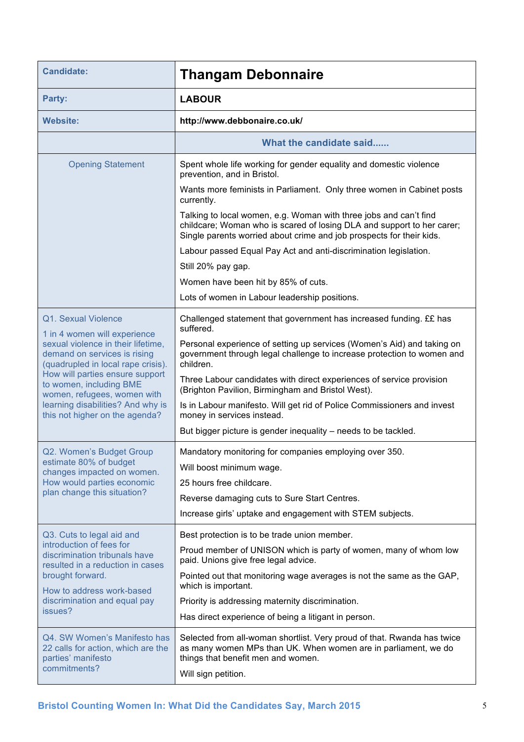| Candidate: | Thangam Debonnaire |
|---|---|
| Party: | LABOUR |
| Website: | http://www.debbonaire.co.uk/ |
| | What the candidate said...... |
| Opening Statement | Spent whole life working for gender equality and domestic violence prevention, and in Bristol.<br><br>Wants more feminists in Parliament. Only three women in Cabinet posts currently.<br><br>Talking to local women, e.g. Woman with three jobs and can't find childcare; Woman who is scared of losing DLA and support to her carer; Single parents worried about crime and job prospects for their kids.<br><br>Labour passed Equal Pay Act and anti-discrimination legislation.<br><br>Still 20% pay gap.<br><br>Women have been hit by 85% of cuts.<br><br>Lots of women in Labour leadership positions. |
| Q1. Sexual Violence<br><br>1 in 4 women will experience sexual violence in their lifetime, demand on services is rising (quadrupled in local rape crisis). How will parties ensure support to women, including BME women, refugees, women with learning disabilities? And why is this not higher on the agenda? | Challenged statement that government has increased funding. ££ has suffered.<br><br>Personal experience of setting up services (Women's Aid) and taking on government through legal challenge to increase protection to women and children.<br><br>Three Labour candidates with direct experiences of service provision (Brighton Pavilion, Birmingham and Bristol West).<br><br>Is in Labour manifesto. Will get rid of Police Commissioners and invest money in services instead.<br><br>But bigger picture is gender inequality – needs to be tackled. |
| Q2. Women's Budget Group estimate 80% of budget changes impacted on women. How would parties economic plan change this situation? | Mandatory monitoring for companies employing over 350.<br><br>Will boost minimum wage.<br><br>25 hours free childcare.<br><br>Reverse damaging cuts to Sure Start Centres.<br><br>Increase girls' uptake and engagement with STEM subjects. |
| Q3. Cuts to legal aid and introduction of fees for discrimination tribunals have resulted in a reduction in cases brought forward.<br><br>How to address work-based discrimination and equal pay issues? | Best protection is to be trade union member.<br><br>Proud member of UNISON which is party of women, many of whom low paid. Unions give free legal advice.<br><br>Pointed out that monitoring wage averages is not the same as the GAP, which is important.<br><br>Priority is addressing maternity discrimination.<br><br>Has direct experience of being a litigant in person. |
| Q4. SW Women's Manifesto has 22 calls for action, which are the parties' manifesto commitments? | Selected from all-woman shortlist. Very proud of that. Rwanda has twice as many women MPs than UK. When women are in parliament, we do things that benefit men and women.<br><br>Will sign petition. |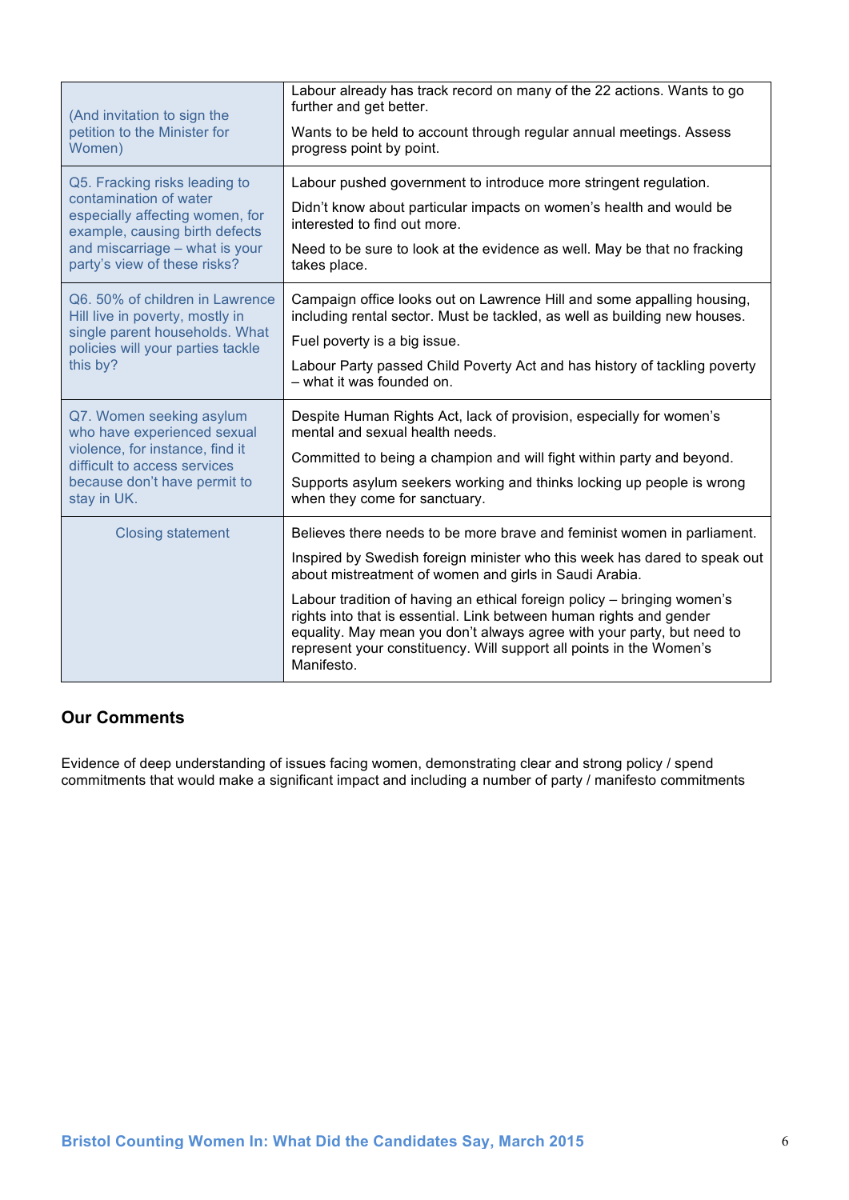| | |
|---|---|
| (And invitation to sign the petition to the Minister for Women) | Labour already has track record on many of the 22 actions. Wants to go further and get better.<br><br>Wants to be held to account through regular annual meetings. Assess progress point by point. |
| Q5. Fracking risks leading to contamination of water especially affecting women, for example, causing birth defects and miscarriage – what is your party's view of these risks? | Labour pushed government to introduce more stringent regulation.<br><br>Didn't know about particular impacts on women's health and would be interested to find out more.<br><br>Need to be sure to look at the evidence as well. May be that no fracking takes place. |
| Q6. 50% of children in Lawrence Hill live in poverty, mostly in single parent households. What policies will your parties tackle this by? | Campaign office looks out on Lawrence Hill and some appalling housing, including rental sector. Must be tackled, as well as building new houses.<br><br>Fuel poverty is a big issue.<br><br>Labour Party passed Child Poverty Act and has history of tackling poverty – what it was founded on. |
| Q7. Women seeking asylum who have experienced sexual violence, for instance, find it difficult to access services because don't have permit to stay in UK. | Despite Human Rights Act, lack of provision, especially for women's mental and sexual health needs.<br><br>Committed to being a champion and will fight within party and beyond.<br><br>Supports asylum seekers working and thinks locking up people is wrong when they come for sanctuary. |
| Closing statement | Believes there needs to be more brave and feminist women in parliament.<br><br>Inspired by Swedish foreign minister who this week has dared to speak out about mistreatment of women and girls in Saudi Arabia.<br><br>Labour tradition of having an ethical foreign policy – bringing women's rights into that is essential. Link between human rights and gender equality. May mean you don't always agree with your party, but need to represent your constituency. Will support all points in the Women's Manifesto. |

### Our Comments

Evidence of deep understanding of issues facing women, demonstrating clear and strong policy / spend commitments that would make a significant impact and including a number of party / manifesto commitments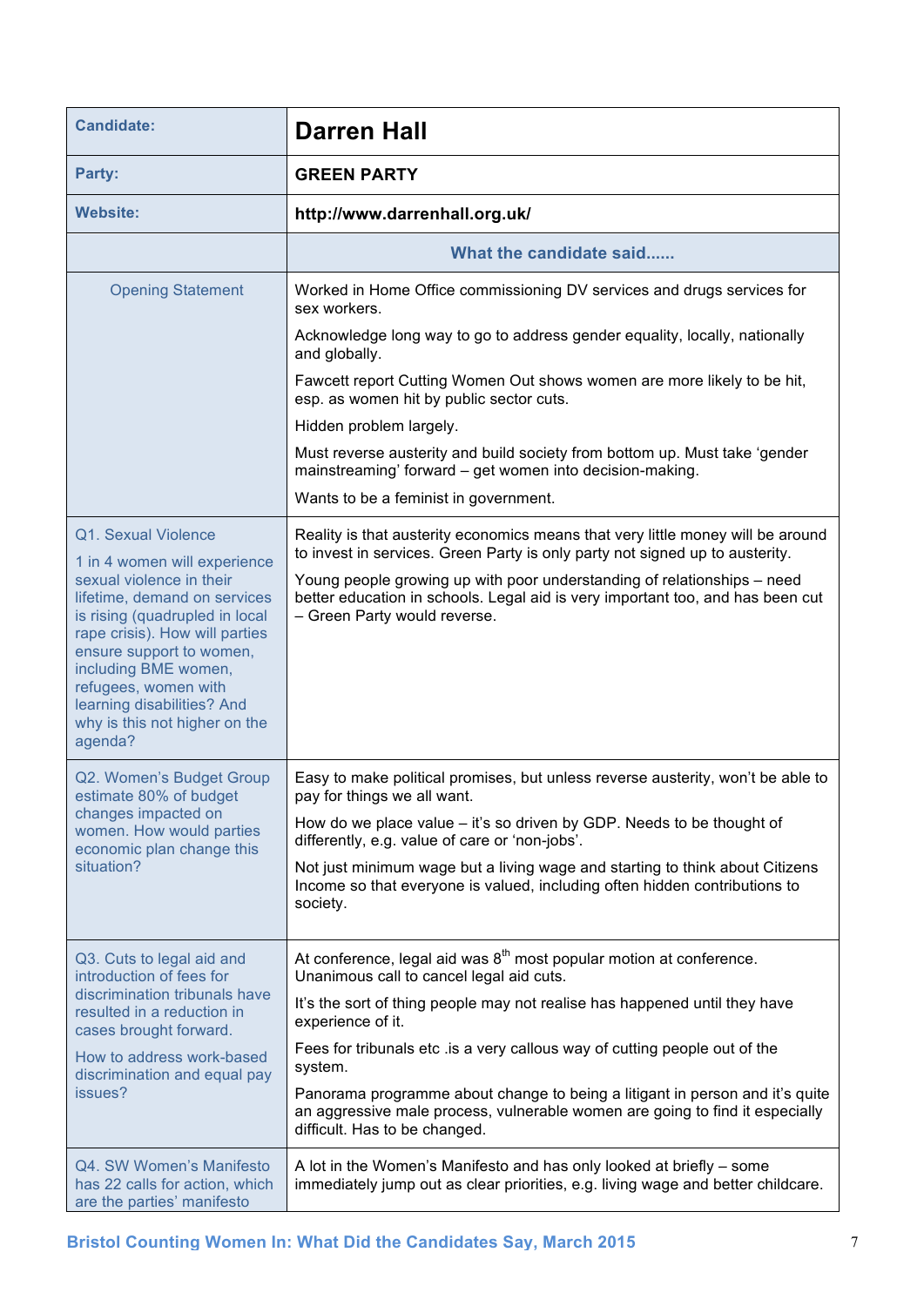| Candidate: | **Darren Hall** |
|---|---|
| **Party:** | **GREEN PARTY** |
| **Website:** | **http://www.darrenhall.org.uk/** |
| | **What the candidate said......** |
| Opening Statement | Worked in Home Office commissioning DV services and drugs services for sex workers.<br><br>Acknowledge long way to go to address gender equality, locally, nationally and globally.<br><br>Fawcett report Cutting Women Out shows women are more likely to be hit, esp. as women hit by public sector cuts.<br><br>Hidden problem largely.<br><br>Must reverse austerity and build society from bottom up. Must take 'gender mainstreaming' forward – get women into decision-making.<br><br>Wants to be a feminist in government. |
| Q1. Sexual Violence<br><br>1 in 4 women will experience sexual violence in their lifetime, demand on services is rising (quadrupled in local rape crisis). How will parties ensure support to women, including BME women, refugees, women with learning disabilities? And why is this not higher on the agenda? | Reality is that austerity economics means that very little money will be around to invest in services. Green Party is only party not signed up to austerity.<br><br>Young people growing up with poor understanding of relationships – need better education in schools. Legal aid is very important too, and has been cut – Green Party would reverse. |
| Q2. Women's Budget Group estimate 80% of budget changes impacted on women. How would parties economic plan change this situation? | Easy to make political promises, but unless reverse austerity, won't be able to pay for things we all want.<br><br>How do we place value – it's so driven by GDP. Needs to be thought of differently, e.g. value of care or 'non-jobs'.<br><br>Not just minimum wage but a living wage and starting to think about Citizens Income so that everyone is valued, including often hidden contributions to society. |
| Q3. Cuts to legal aid and introduction of fees for discrimination tribunals have resulted in a reduction in cases brought forward.<br><br>How to address work-based discrimination and equal pay issues? | At conference, legal aid was 8th most popular motion at conference. Unanimous call to cancel legal aid cuts.<br><br>It's the sort of thing people may not realise has happened until they have experience of it.<br><br>Fees for tribunals etc .is a very callous way of cutting people out of the system.<br><br>Panorama programme about change to being a litigant in person and it's quite an aggressive male process, vulnerable women are going to find it especially difficult. Has to be changed. |
| Q4. SW Women's Manifesto has 22 calls for action, which are the parties' manifesto | A lot in the Women's Manifesto and has only looked at briefly – some immediately jump out as clear priorities, e.g. living wage and better childcare. |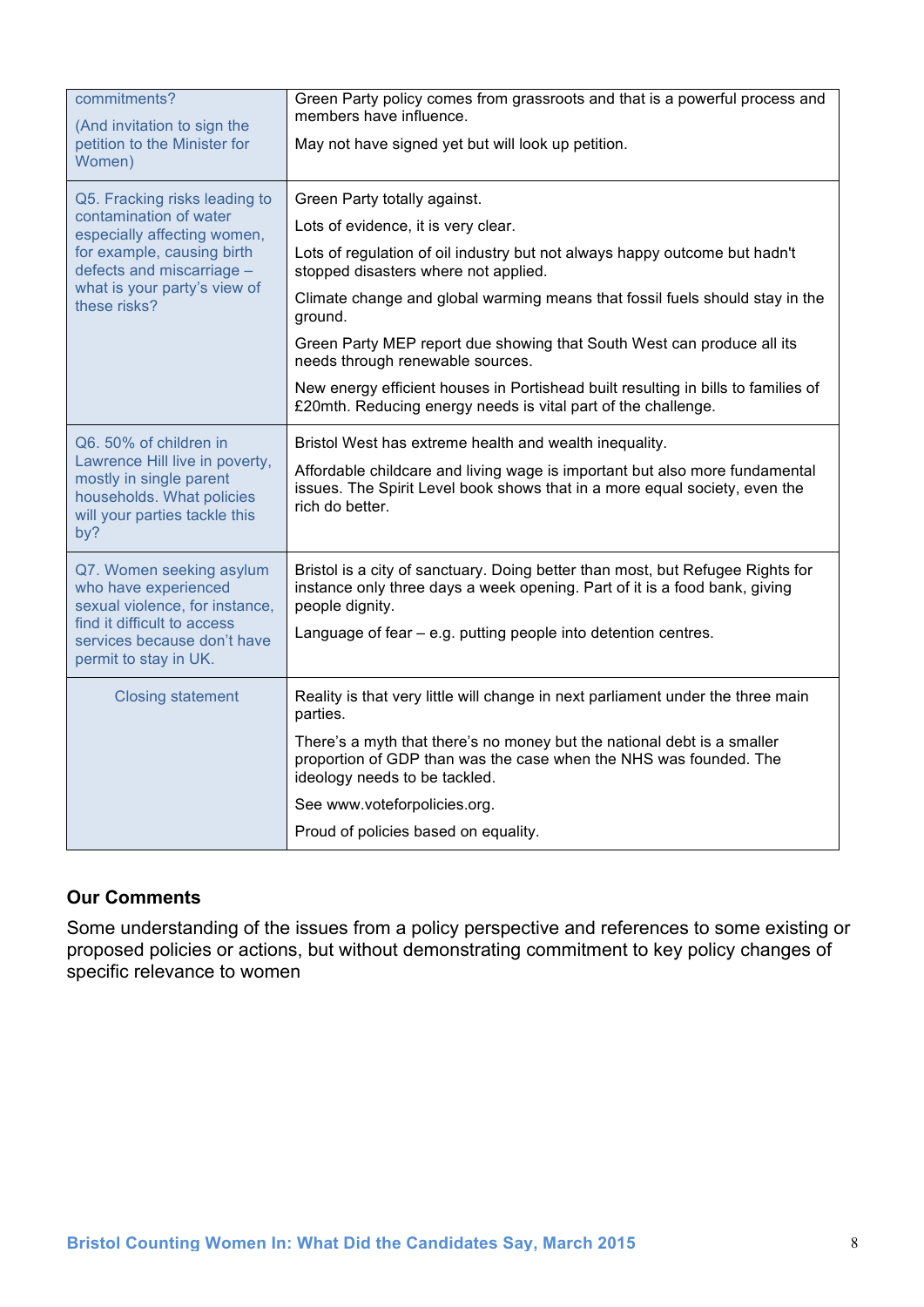| | |
|---|---|
| commitments?<br><br>(And invitation to sign the petition to the Minister for Women) | Green Party policy comes from grassroots and that is a powerful process and members have influence.<br><br>May not have signed yet but will look up petition. |
| Q5. Fracking risks leading to contamination of water especially affecting women, for example, causing birth defects and miscarriage – what is your party's view of these risks? | Green Party totally against.<br><br>Lots of evidence, it is very clear.<br><br>Lots of regulation of oil industry but not always happy outcome but hadn't stopped disasters where not applied.<br><br>Climate change and global warming means that fossil fuels should stay in the ground.<br><br>Green Party MEP report due showing that South West can produce all its needs through renewable sources.<br><br>New energy efficient houses in Portishead built resulting in bills to families of £20mth. Reducing energy needs is vital part of the challenge. |
| Q6. 50% of children in Lawrence Hill live in poverty, mostly in single parent households. What policies will your parties tackle this by? | Bristol West has extreme health and wealth inequality.<br><br>Affordable childcare and living wage is important but also more fundamental issues. The Spirit Level book shows that in a more equal society, even the rich do better. |
| Q7. Women seeking asylum who have experienced sexual violence, for instance, find it difficult to access services because don't have permit to stay in UK. | Bristol is a city of sanctuary. Doing better than most, but Refugee Rights for instance only three days a week opening. Part of it is a food bank, giving people dignity.<br><br>Language of fear – e.g. putting people into detention centres. |
| Closing statement | Reality is that very little will change in next parliament under the three main parties.<br><br>There's a myth that there's no money but the national debt is a smaller proportion of GDP than was the case when the NHS was founded. The ideology needs to be tackled.<br><br>See www.voteforpolicies.org.<br><br>Proud of policies based on equality. |

### Our Comments

Some understanding of the issues from a policy perspective and references to some existing or proposed policies or actions, but without demonstrating commitment to key policy changes of specific relevance to women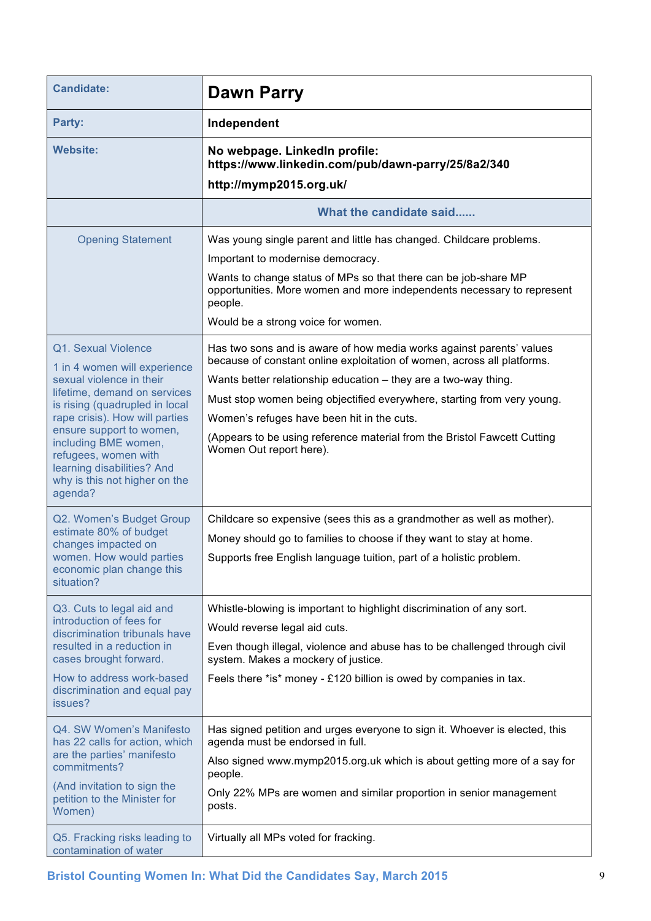| Candidate: | **Dawn Parry** |
|---|---|
| **Party:** | **Independent** |
| **Website:** | **No webpage. LinkedIn profile: https://www.linkedin.com/pub/dawn-parry/25/8a2/340**<br><br>**http://mymp2015.org.uk/** |
| | **What the candidate said......** |
| Opening Statement | Was young single parent and little has changed. Childcare problems.<br><br>Important to modernise democracy.<br><br>Wants to change status of MPs so that there can be job-share MP opportunities. More women and more independents necessary to represent people.<br><br>Would be a strong voice for women. |
| Q1. Sexual Violence<br><br>1 in 4 women will experience sexual violence in their lifetime, demand on services is rising (quadrupled in local rape crisis). How will parties ensure support to women, including BME women, refugees, women with learning disabilities? And why is this not higher on the agenda? | Has two sons and is aware of how media works against parents' values because of constant online exploitation of women, across all platforms.<br><br>Wants better relationship education – they are a two-way thing.<br><br>Must stop women being objectified everywhere, starting from very young.<br><br>Women's refuges have been hit in the cuts.<br><br>(Appears to be using reference material from the Bristol Fawcett Cutting Women Out report here). |
| Q2. Women's Budget Group estimate 80% of budget changes impacted on women. How would parties economic plan change this situation? | Childcare so expensive (sees this as a grandmother as well as mother).<br><br>Money should go to families to choose if they want to stay at home.<br><br>Supports free English language tuition, part of a holistic problem. |
| Q3. Cuts to legal aid and introduction of fees for discrimination tribunals have resulted in a reduction in cases brought forward.<br><br>How to address work-based discrimination and equal pay issues? | Whistle-blowing is important to highlight discrimination of any sort.<br><br>Would reverse legal aid cuts.<br><br>Even though illegal, violence and abuse has to be challenged through civil system. Makes a mockery of justice.<br><br>Feels there *is* money - £120 billion is owed by companies in tax. |
| Q4. SW Women's Manifesto has 22 calls for action, which are the parties' manifesto commitments?<br><br>(And invitation to sign the petition to the Minister for Women) | Has signed petition and urges everyone to sign it. Whoever is elected, this agenda must be endorsed in full.<br><br>Also signed www.mymp2015.org.uk which is about getting more of a say for people.<br><br>Only 22% MPs are women and similar proportion in senior management posts. |
| Q5. Fracking risks leading to contamination of water | Virtually all MPs voted for fracking. |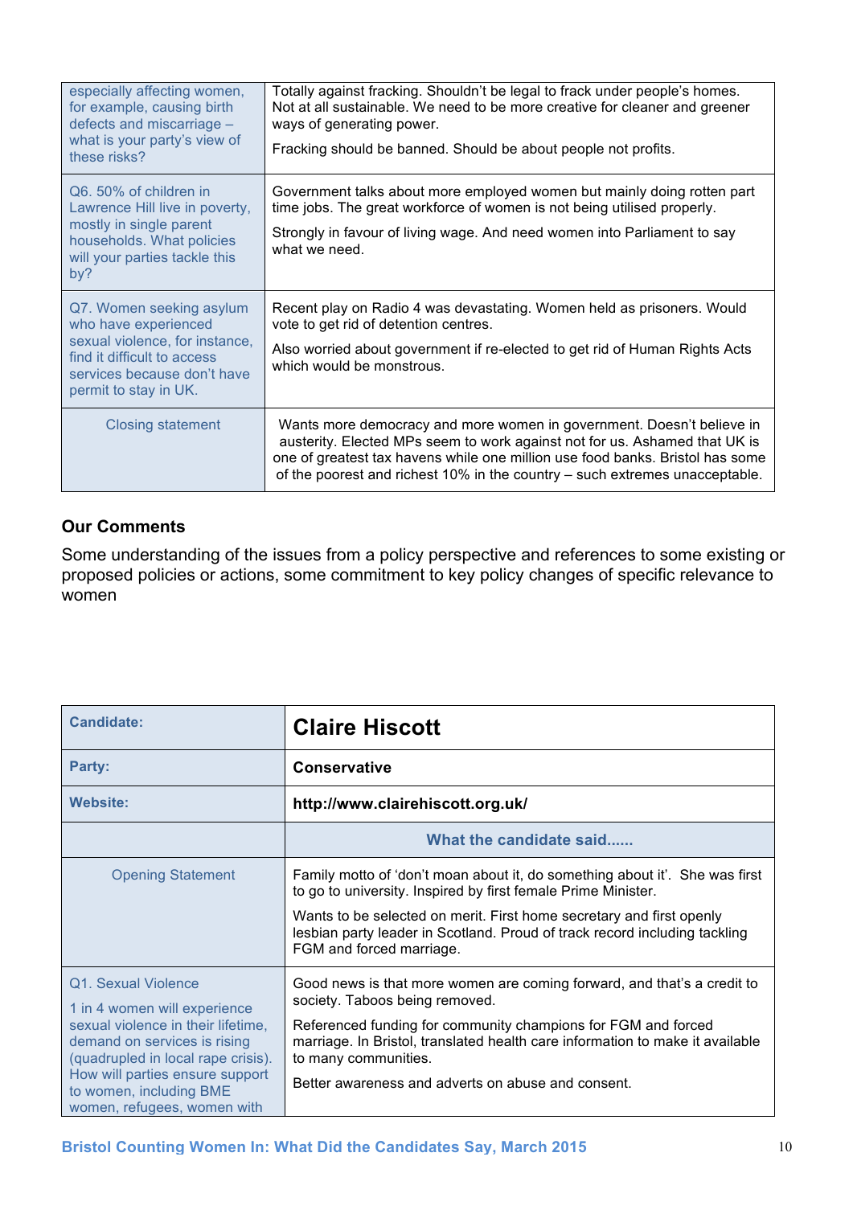| | |
|---|---|
| especially affecting women, for example, causing birth defects and miscarriage – what is your party's view of these risks? | Totally against fracking. Shouldn't be legal to frack under people's homes. Not at all sustainable. We need to be more creative for cleaner and greener ways of generating power.<br><br>Fracking should be banned. Should be about people not profits. |
| Q6. 50% of children in Lawrence Hill live in poverty, mostly in single parent households. What policies will your parties tackle this by? | Government talks about more employed women but mainly doing rotten part time jobs. The great workforce of women is not being utilised properly.<br><br>Strongly in favour of living wage. And need women into Parliament to say what we need. |
| Q7. Women seeking asylum who have experienced sexual violence, for instance, find it difficult to access services because don't have permit to stay in UK. | Recent play on Radio 4 was devastating. Women held as prisoners. Would vote to get rid of detention centres.<br><br>Also worried about government if re-elected to get rid of Human Rights Acts which would be monstrous. |
| Closing statement | Wants more democracy and more women in government. Doesn't believe in austerity. Elected MPs seem to work against not for us. Ashamed that UK is one of greatest tax havens while one million use food banks. Bristol has some of the poorest and richest 10% in the country – such extremes unacceptable. |

### Our Comments

Some understanding of the issues from a policy perspective and references to some existing or proposed policies or actions, some commitment to key policy changes of specific relevance to women

| **Candidate:** | **Claire Hiscott** |
|---|---|
| **Party:** | **Conservative** |
| **Website:** | **http://www.clairehiscott.org.uk/** |
| | **What the candidate said......** |
| Opening Statement | Family motto of 'don't moan about it, do something about it'. She was first to go to university. Inspired by first female Prime Minister.<br><br>Wants to be selected on merit. First home secretary and first openly lesbian party leader in Scotland. Proud of track record including tackling FGM and forced marriage. |
| Q1. Sexual Violence<br><br>1 in 4 women will experience sexual violence in their lifetime, demand on services is rising (quadrupled in local rape crisis). How will parties ensure support to women, including BME women, refugees, women with | Good news is that more women are coming forward, and that's a credit to society. Taboos being removed.<br><br>Referenced funding for community champions for FGM and forced marriage. In Bristol, translated health care information to make it available to many communities.<br><br>Better awareness and adverts on abuse and consent. |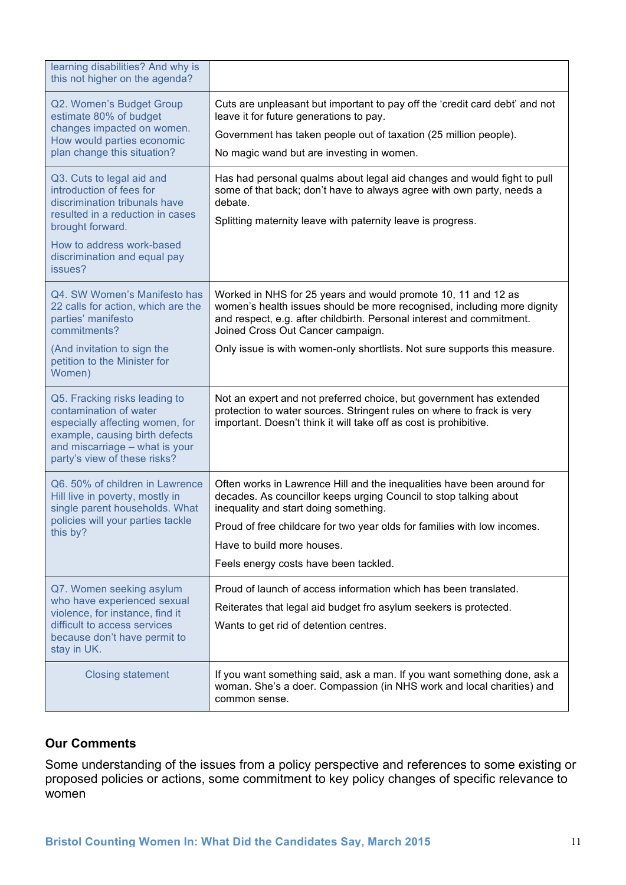| | |
|---|---|
| learning disabilities? And why is this not higher on the agenda? | |
| Q2. Women's Budget Group estimate 80% of budget changes impacted on women. How would parties economic plan change this situation? | Cuts are unpleasant but important to pay off the 'credit card debt' and not leave it for future generations to pay.<br><br>Government has taken people out of taxation (25 million people).<br><br>No magic wand but are investing in women. |
| Q3. Cuts to legal aid and introduction of fees for discrimination tribunals have resulted in a reduction in cases brought forward.<br><br>How to address work-based discrimination and equal pay issues? | Has had personal qualms about legal aid changes and would fight to pull some of that back; don't have to always agree with own party, needs a debate.<br><br>Splitting maternity leave with paternity leave is progress. |
| Q4. SW Women's Manifesto has 22 calls for action, which are the parties' manifesto commitments?<br><br>(And invitation to sign the petition to the Minister for Women) | Worked in NHS for 25 years and would promote 10, 11 and 12 as women's health issues should be more recognised, including more dignity and respect, e.g. after childbirth. Personal interest and commitment. Joined Cross Out Cancer campaign.<br><br>Only issue is with women-only shortlists. Not sure supports this measure. |
| Q5. Fracking risks leading to contamination of water especially affecting women, for example, causing birth defects and miscarriage – what is your party's view of these risks? | Not an expert and not preferred choice, but government has extended protection to water sources. Stringent rules on where to frack is very important. Doesn't think it will take off as cost is prohibitive. |
| Q6. 50% of children in Lawrence Hill live in poverty, mostly in single parent households. What policies will your parties tackle this by? | Often works in Lawrence Hill and the inequalities have been around for decades. As councillor keeps urging Council to stop talking about inequality and start doing something.<br><br>Proud of free childcare for two year olds for families with low incomes.<br><br>Have to build more houses.<br><br>Feels energy costs have been tackled. |
| Q7. Women seeking asylum who have experienced sexual violence, for instance, find it difficult to access services because don't have permit to stay in UK. | Proud of launch of access information which has been translated.<br><br>Reiterates that legal aid budget fro asylum seekers is protected.<br><br>Wants to get rid of detention centres. |
| Closing statement | If you want something said, ask a man. If you want something done, ask a woman. She's a doer. Compassion (in NHS work and local charities) and common sense. |

### Our Comments

Some understanding of the issues from a policy perspective and references to some existing or proposed policies or actions, some commitment to key policy changes of specific relevance to women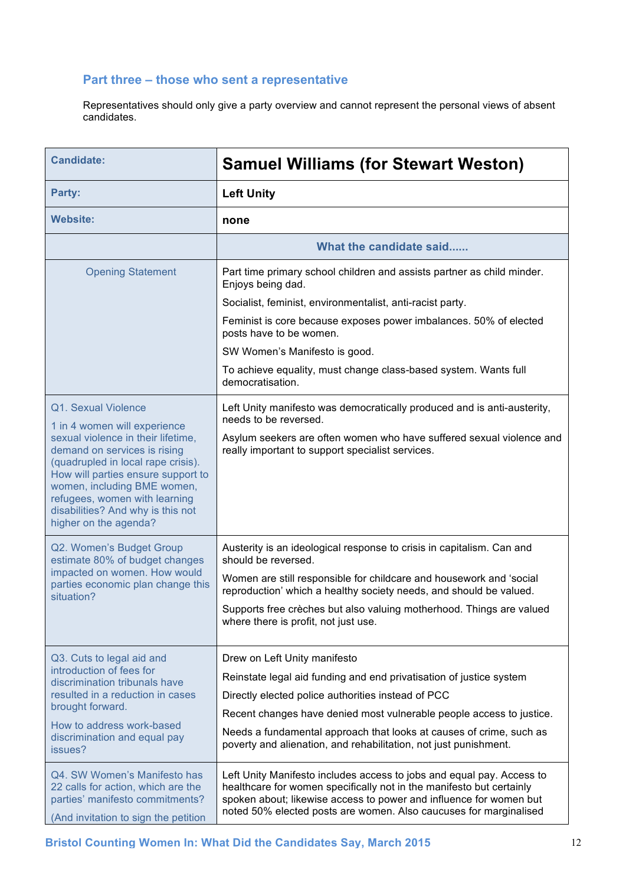## Part three – those who sent a representative

Representatives should only give a party overview and cannot represent the personal views of absent candidates.

| Candidate: | Samuel Williams (for Stewart Weston) |
|---|---|
| Party: | Left Unity |
| Website: | none |
| | What the candidate said...... |
| Opening Statement | Part time primary school children and assists partner as child minder. Enjoys being dad.<br><br>Socialist, feminist, environmentalist, anti-racist party.<br><br>Feminist is core because exposes power imbalances. 50% of elected posts have to be women.<br><br>SW Women's Manifesto is good.<br><br>To achieve equality, must change class-based system. Wants full democratisation. |
| Q1. Sexual Violence<br><br>1 in 4 women will experience sexual violence in their lifetime, demand on services is rising (quadrupled in local rape crisis). How will parties ensure support to women, including BME women, refugees, women with learning disabilities? And why is this not higher on the agenda? | Left Unity manifesto was democratically produced and is anti-austerity, needs to be reversed.<br><br>Asylum seekers are often women who have suffered sexual violence and really important to support specialist services. |
| Q2. Women's Budget Group estimate 80% of budget changes impacted on women. How would parties economic plan change this situation? | Austerity is an ideological response to crisis in capitalism. Can and should be reversed.<br><br>Women are still responsible for childcare and housework and 'social reproduction' which a healthy society needs, and should be valued.<br><br>Supports free crèches but also valuing motherhood. Things are valued where there is profit, not just use. |
| Q3. Cuts to legal aid and introduction of fees for discrimination tribunals have resulted in a reduction in cases brought forward.<br><br>How to address work-based discrimination and equal pay issues? | Drew on Left Unity manifesto<br><br>Reinstate legal aid funding and end privatisation of justice system<br><br>Directly elected police authorities instead of PCC<br><br>Recent changes have denied most vulnerable people access to justice.<br><br>Needs a fundamental approach that looks at causes of crime, such as poverty and alienation, and rehabilitation, not just punishment. |
| Q4. SW Women's Manifesto has 22 calls for action, which are the parties' manifesto commitments?<br><br>(And invitation to sign the petition | Left Unity Manifesto includes access to jobs and equal pay. Access to healthcare for women specifically not in the manifesto but certainly spoken about; likewise access to power and influence for women but noted 50% elected posts are women. Also caucuses for marginalised |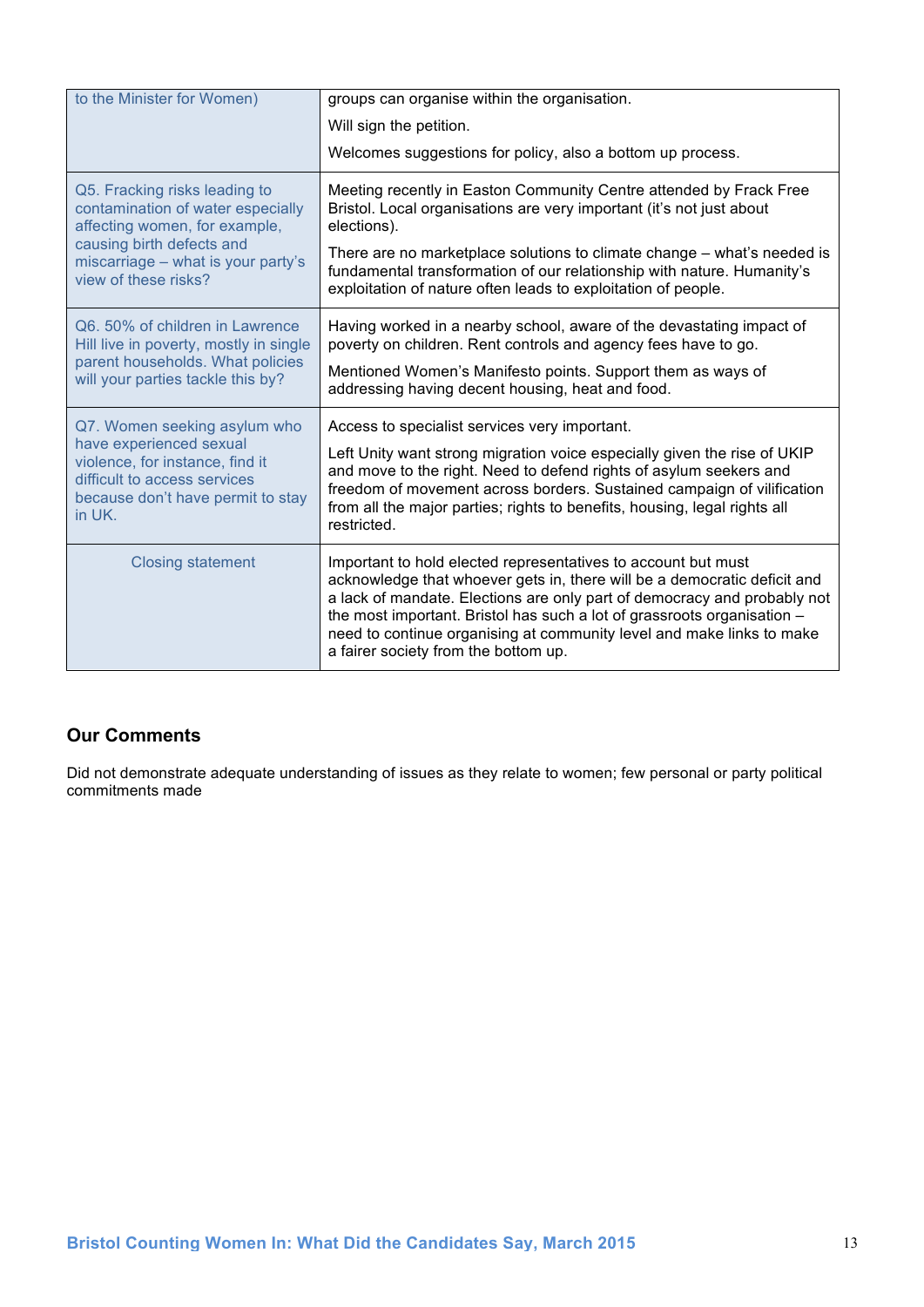| | |
|---|---|
| to the Minister for Women) | groups can organise within the organisation.<br><br>Will sign the petition.<br><br>Welcomes suggestions for policy, also a bottom up process. |
| Q5. Fracking risks leading to contamination of water especially affecting women, for example, causing birth defects and miscarriage – what is your party's view of these risks? | Meeting recently in Easton Community Centre attended by Frack Free Bristol. Local organisations are very important (it's not just about elections).<br><br>There are no marketplace solutions to climate change – what's needed is fundamental transformation of our relationship with nature. Humanity's exploitation of nature often leads to exploitation of people. |
| Q6. 50% of children in Lawrence Hill live in poverty, mostly in single parent households. What policies will your parties tackle this by? | Having worked in a nearby school, aware of the devastating impact of poverty on children. Rent controls and agency fees have to go.<br><br>Mentioned Women's Manifesto points. Support them as ways of addressing having decent housing, heat and food. |
| Q7. Women seeking asylum who have experienced sexual violence, for instance, find it difficult to access services because don't have permit to stay in UK. | Access to specialist services very important.<br><br>Left Unity want strong migration voice especially given the rise of UKIP and move to the right. Need to defend rights of asylum seekers and freedom of movement across borders. Sustained campaign of vilification from all the major parties; rights to benefits, housing, legal rights all restricted. |
| Closing statement | Important to hold elected representatives to account but must acknowledge that whoever gets in, there will be a democratic deficit and a lack of mandate. Elections are only part of democracy and probably not the most important. Bristol has such a lot of grassroots organisation – need to continue organising at community level and make links to make a fairer society from the bottom up. |

## Our Comments

Did not demonstrate adequate understanding of issues as they relate to women; few personal or party political commitments made